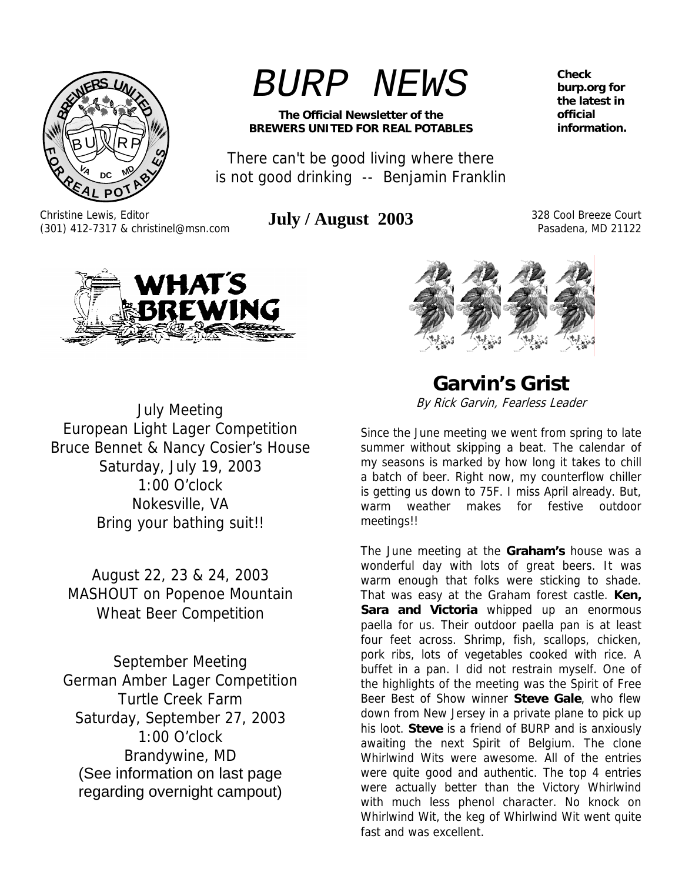# BURP NEWS

**The Official Newsletter of the BREWERS UNITED FOR REAL POTABLES**

There can't be good living where there is not good drinking -- Benjamin Franklin

**Check burp.org for the latest in official information.**

Christine Lewis, Editor
(301) 412-7317 & christinel@msn.com

**July / August 2003**

328 Cool Breeze Court
Pasadena, MD 21122

## WHAT'S BREWING

July Meeting
European Light Lager Competition
Bruce Bennet & Nancy Cosier's House
Saturday, July 19, 2003
1:00 O'clock
Nokesville, VA
Bring your bathing suit!!

August 22, 23 & 24, 2003
MASHOUT on Popenoe Mountain
Wheat Beer Competition

September Meeting
German Amber Lager Competition
Turtle Creek Farm
Saturday, September 27, 2003
1:00 O'clock
Brandywine, MD
(See information on last page regarding overnight campout)

## Garvin's Grist

*By Rick Garvin, Fearless Leader*

Since the June meeting we went from spring to late summer without skipping a beat. The calendar of my seasons is marked by how long it takes to chill a batch of beer. Right now, my counterflow chiller is getting us down to 75F. I miss April already. But, warm weather makes for festive outdoor meetings!!

The June meeting at the **Graham's** house was a wonderful day with lots of great beers. It was warm enough that folks were sticking to shade. That was easy at the Graham forest castle. **Ken, Sara and Victoria** whipped up an enormous paella for us. Their outdoor paella pan is at least four feet across. Shrimp, fish, scallops, chicken, pork ribs, lots of vegetables cooked with rice. A buffet in a pan. I did not restrain myself. One of the highlights of the meeting was the Spirit of Free Beer Best of Show winner **Steve Gale**, who flew down from New Jersey in a private plane to pick up his loot. **Steve** is a friend of BURP and is anxiously awaiting the next Spirit of Belgium. The clone Whirlwind Wits were awesome. All of the entries were quite good and authentic. The top 4 entries were actually better than the Victory Whirlwind with much less phenol character. No knock on Whirlwind Wit, the keg of Whirlwind Wit went quite fast and was excellent.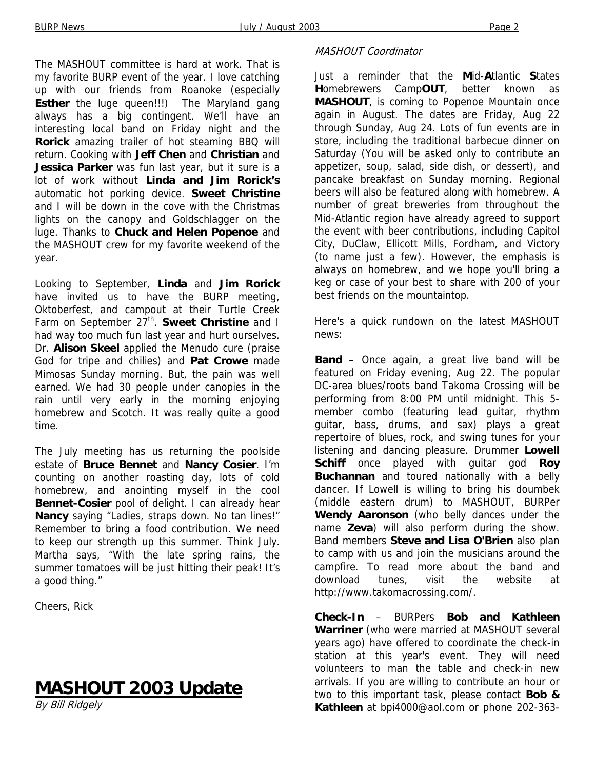The MASHOUT committee is hard at work. That is my favorite BURP event of the year. I love catching up with our friends from Roanoke (especially **Esther** the luge queen!!!) The Maryland gang always has a big contingent. We'll have an interesting local band on Friday night and the **Rorick** amazing trailer of hot steaming BBQ will return. Cooking with **Jeff Chen** and **Christian** and **Jessica Parker** was fun last year, but it sure is a lot of work without **Linda and Jim Rorick's** automatic hot porking device. **Sweet Christine** and I will be down in the cove with the Christmas lights on the canopy and Goldschlagger on the luge. Thanks to **Chuck and Helen Popenoe** and the MASHOUT crew for my favorite weekend of the year.

Looking to September, **Linda** and **Jim Rorick** have invited us to have the BURP meeting, Oktoberfest, and campout at their Turtle Creek Farm on September 27th. **Sweet Christine** and I had way too much fun last year and hurt ourselves. Dr. **Alison Skeel** applied the Menudo cure (praise God for tripe and chilies) and **Pat Crowe** made Mimosas Sunday morning. But, the pain was well earned. We had 30 people under canopies in the rain until very early in the morning enjoying homebrew and Scotch. It was really quite a good time.

The July meeting has us returning the poolside estate of **Bruce Bennet** and **Nancy Cosier**. I'm counting on another roasting day, lots of cold homebrew, and anointing myself in the cool **Bennet-Cosier** pool of delight. I can already hear **Nancy** saying "Ladies, straps down. No tan lines!" Remember to bring a food contribution. We need to keep our strength up this summer. Think July. Martha says, "With the late spring rains, the summer tomatoes will be just hitting their peak! It's a good thing."

Cheers, Rick

# MASHOUT 2003 Update

*By Bill Ridgely*

*MASHOUT Coordinator*

Just a reminder that the **M**id-**A**tlantic **S**tates **H**omebrewers Camp**OUT**, better known as **MASHOUT**, is coming to Popenoe Mountain once again in August. The dates are Friday, Aug 22 through Sunday, Aug 24. Lots of fun events are in store, including the traditional barbecue dinner on Saturday (You will be asked only to contribute an appetizer, soup, salad, side dish, or dessert), and pancake breakfast on Sunday morning. Regional beers will also be featured along with homebrew. A number of great breweries from throughout the Mid-Atlantic region have already agreed to support the event with beer contributions, including Capitol City, DuClaw, Ellicott Mills, Fordham, and Victory (to name just a few). However, the emphasis is always on homebrew, and we hope you'll bring a keg or case of your best to share with 200 of your best friends on the mountaintop.

Here's a quick rundown on the latest MASHOUT news:

**Band** – Once again, a great live band will be featured on Friday evening, Aug 22. The popular DC-area blues/roots band Takoma Crossing will be performing from 8:00 PM until midnight. This 5-member combo (featuring lead guitar, rhythm guitar, bass, drums, and sax) plays a great repertoire of blues, rock, and swing tunes for your listening and dancing pleasure. Drummer **Lowell Schiff** once played with guitar god **Roy Buchannan** and toured nationally with a belly dancer. If Lowell is willing to bring his doumbek (middle eastern drum) to MASHOUT, BURPer **Wendy Aaronson** (who belly dances under the name **Zeva**) will also perform during the show. Band members **Steve and Lisa O'Brien** also plan to camp with us and join the musicians around the campfire. To read more about the band and download tunes, visit the website at http://www.takomacrossing.com/.

**Check-In** – BURPers **Bob and Kathleen Warriner** (who were married at MASHOUT several years ago) have offered to coordinate the check-in station at this year's event. They will need volunteers to man the table and check-in new arrivals. If you are willing to contribute an hour or two to this important task, please contact **Bob & Kathleen** at bpi4000@aol.com or phone 202-363-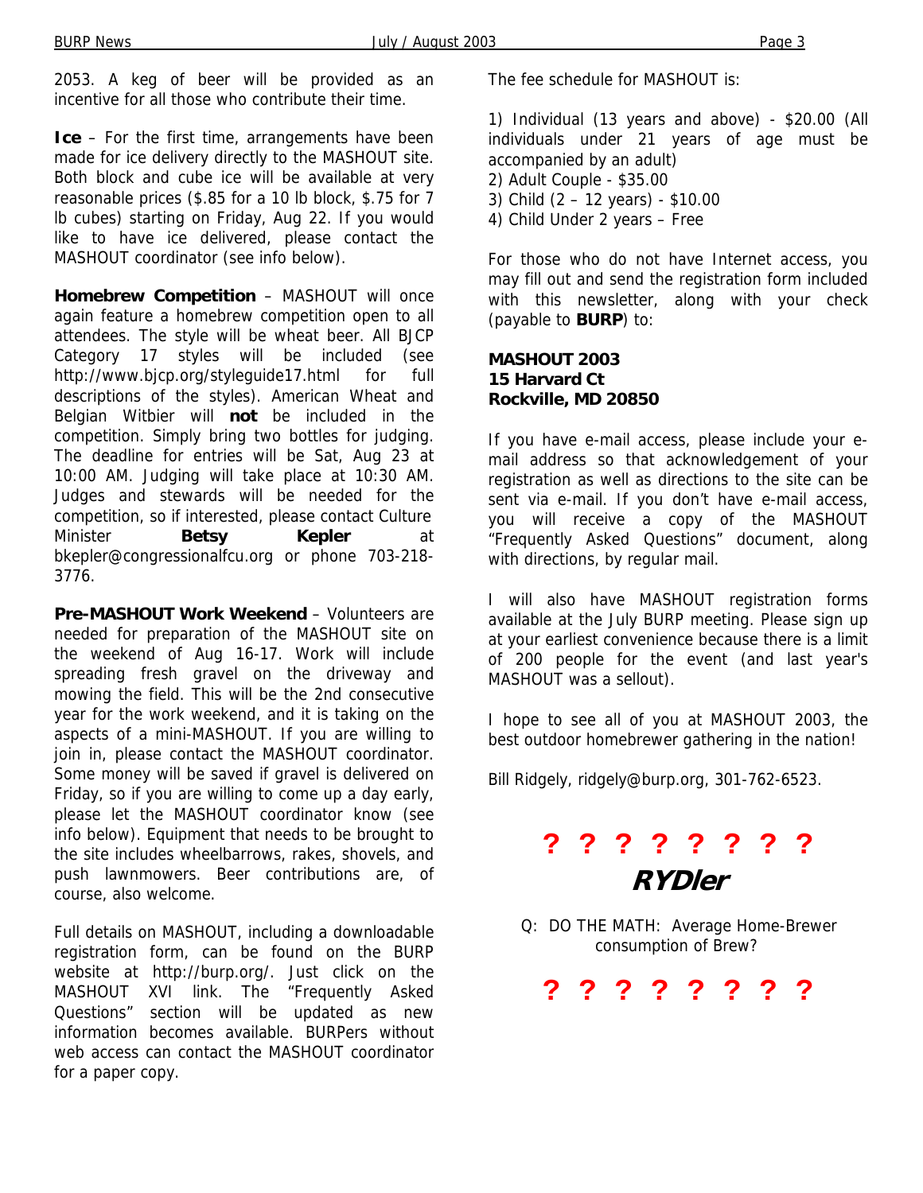2053. A keg of beer will be provided as an incentive for all those who contribute their time.

**Ice** – For the first time, arrangements have been made for ice delivery directly to the MASHOUT site. Both block and cube ice will be available at very reasonable prices ($.85 for a 10 lb block, $.75 for 7 lb cubes) starting on Friday, Aug 22. If you would like to have ice delivered, please contact the MASHOUT coordinator (see info below).

**Homebrew Competition** – MASHOUT will once again feature a homebrew competition open to all attendees. The style will be wheat beer. All BJCP Category 17 styles will be included (see http://www.bjcp.org/styleguide17.html for full descriptions of the styles). American Wheat and Belgian Witbier will **not** be included in the competition. Simply bring two bottles for judging. The deadline for entries will be Sat, Aug 23 at 10:00 AM. Judging will take place at 10:30 AM. Judges and stewards will be needed for the competition, so if interested, please contact Culture Minister **Betsy Kepler** at bkepler@congressionalfcu.org or phone 703-218-3776.

**Pre-MASHOUT Work Weekend** – Volunteers are needed for preparation of the MASHOUT site on the weekend of Aug 16-17. Work will include spreading fresh gravel on the driveway and mowing the field. This will be the 2nd consecutive year for the work weekend, and it is taking on the aspects of a mini-MASHOUT. If you are willing to join in, please contact the MASHOUT coordinator. Some money will be saved if gravel is delivered on Friday, so if you are willing to come up a day early, please let the MASHOUT coordinator know (see info below). Equipment that needs to be brought to the site includes wheelbarrows, rakes, shovels, and push lawnmowers. Beer contributions are, of course, also welcome.

Full details on MASHOUT, including a downloadable registration form, can be found on the BURP website at http://burp.org/. Just click on the MASHOUT XVI link. The "Frequently Asked Questions" section will be updated as new information becomes available. BURPers without web access can contact the MASHOUT coordinator for a paper copy.

The fee schedule for MASHOUT is:

1) Individual (13 years and above) - $20.00 (All individuals under 21 years of age must be accompanied by an adult)
2) Adult Couple - $35.00
3) Child (2 – 12 years) - $10.00
4) Child Under 2 years – Free

For those who do not have Internet access, you may fill out and send the registration form included with this newsletter, along with your check (payable to **BURP**) to:

**MASHOUT 2003**
**15 Harvard Ct**
**Rockville, MD 20850**

If you have e-mail access, please include your e-mail address so that acknowledgement of your registration as well as directions to the site can be sent via e-mail. If you don't have e-mail access, you will receive a copy of the MASHOUT "Frequently Asked Questions" document, along with directions, by regular mail.

I will also have MASHOUT registration forms available at the July BURP meeting. Please sign up at your earliest convenience because there is a limit of 200 people for the event (and last year's MASHOUT was a sellout).

I hope to see all of you at MASHOUT 2003, the best outdoor homebrewer gathering in the nation!

Bill Ridgely, ridgely@burp.org, 301-762-6523.

**? ? ? ? ? ? ? ?**

## RYDler

Q: DO THE MATH: Average Home-Brewer consumption of Brew?

**? ? ? ? ? ? ? ?**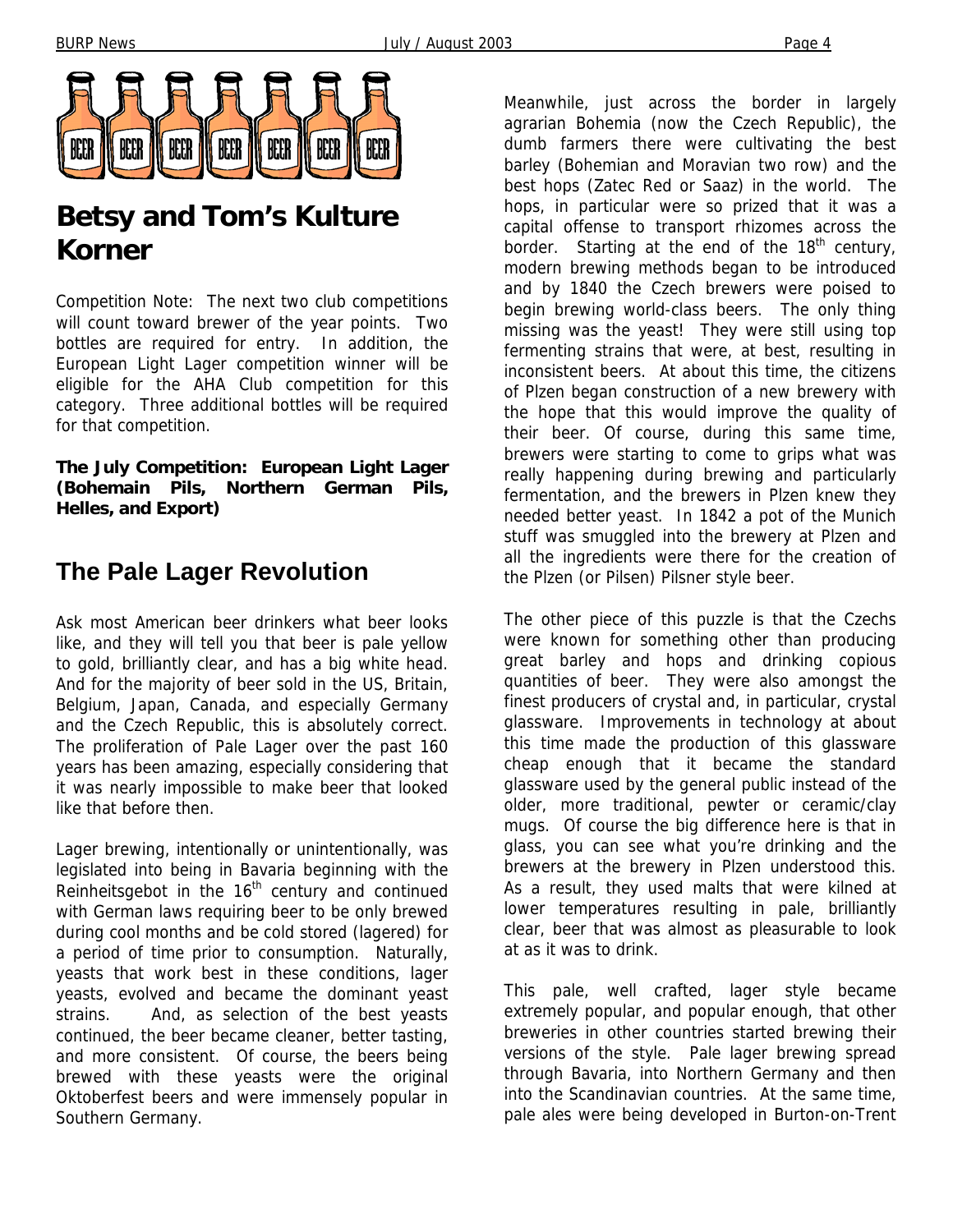# Betsy and Tom's Kulture Korner

Competition Note: The next two club competitions will count toward brewer of the year points. Two bottles are required for entry. In addition, the European Light Lager competition winner will be eligible for the AHA Club competition for this category. Three additional bottles will be required for that competition.

**The July Competition: European Light Lager (Bohemain Pils, Northern German Pils, Helles, and Export)**

## The Pale Lager Revolution

Ask most American beer drinkers what beer looks like, and they will tell you that beer is pale yellow to gold, brilliantly clear, and has a big white head. And for the majority of beer sold in the US, Britain, Belgium, Japan, Canada, and especially Germany and the Czech Republic, this is absolutely correct. The proliferation of Pale Lager over the past 160 years has been amazing, especially considering that it was nearly impossible to make beer that looked like that before then.

Lager brewing, intentionally or unintentionally, was legislated into being in Bavaria beginning with the Reinheitsgebot in the 16th century and continued with German laws requiring beer to be only brewed during cool months and be cold stored (lagered) for a period of time prior to consumption. Naturally, yeasts that work best in these conditions, lager yeasts, evolved and became the dominant yeast strains. And, as selection of the best yeasts continued, the beer became cleaner, better tasting, and more consistent. Of course, the beers being brewed with these yeasts were the original Oktoberfest beers and were immensely popular in Southern Germany.

Meanwhile, just across the border in largely agrarian Bohemia (now the Czech Republic), the dumb farmers there were cultivating the best barley (Bohemian and Moravian two row) and the best hops (Zatec Red or Saaz) in the world. The hops, in particular were so prized that it was a capital offense to transport rhizomes across the border. Starting at the end of the 18th century, modern brewing methods began to be introduced and by 1840 the Czech brewers were poised to begin brewing world-class beers. The only thing missing was the yeast! They were still using top fermenting strains that were, at best, resulting in inconsistent beers. At about this time, the citizens of Plzen began construction of a new brewery with the hope that this would improve the quality of their beer. Of course, during this same time, brewers were starting to come to grips what was really happening during brewing and particularly fermentation, and the brewers in Plzen knew they needed better yeast. In 1842 a pot of the Munich stuff was smuggled into the brewery at Plzen and all the ingredients were there for the creation of the Plzen (or Pilsen) Pilsner style beer.

The other piece of this puzzle is that the Czechs were known for something other than producing great barley and hops and drinking copious quantities of beer. They were also amongst the finest producers of crystal and, in particular, crystal glassware. Improvements in technology at about this time made the production of this glassware cheap enough that it became the standard glassware used by the general public instead of the older, more traditional, pewter or ceramic/clay mugs. Of course the big difference here is that in glass, you can see what you're drinking and the brewers at the brewery in Plzen understood this. As a result, they used malts that were kilned at lower temperatures resulting in pale, brilliantly clear, beer that was almost as pleasurable to look at as it was to drink.

This pale, well crafted, lager style became extremely popular, and popular enough, that other breweries in other countries started brewing their versions of the style. Pale lager brewing spread through Bavaria, into Northern Germany and then into the Scandinavian countries. At the same time, pale ales were being developed in Burton-on-Trent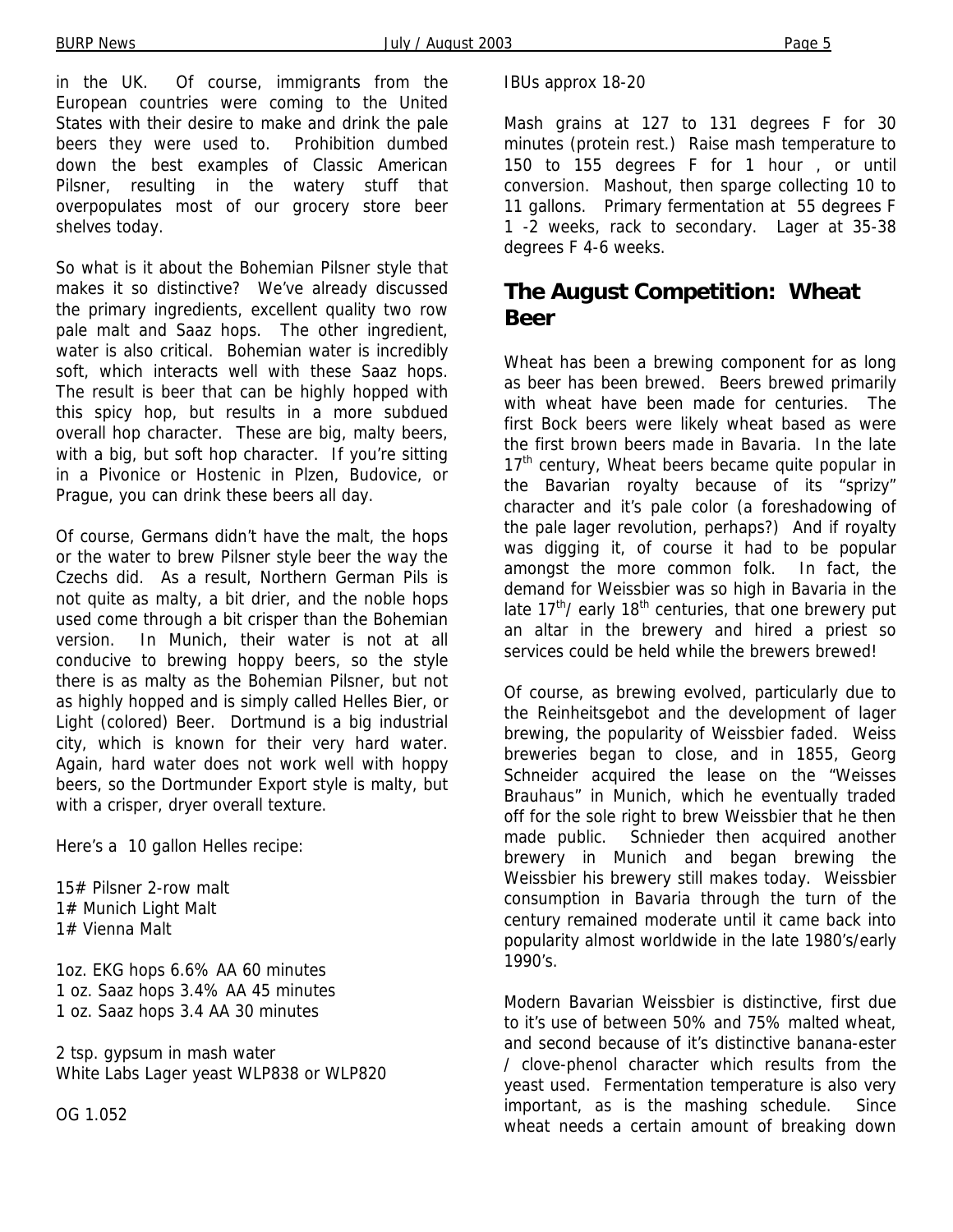in the UK. Of course, immigrants from the European countries were coming to the United States with their desire to make and drink the pale beers they were used to. Prohibition dumbed down the best examples of Classic American Pilsner, resulting in the watery stuff that overpopulates most of our grocery store beer shelves today.

So what is it about the Bohemian Pilsner style that makes it so distinctive? We've already discussed the primary ingredients, excellent quality two row pale malt and Saaz hops. The other ingredient, water is also critical. Bohemian water is incredibly soft, which interacts well with these Saaz hops. The result is beer that can be highly hopped with this spicy hop, but results in a more subdued overall hop character. These are big, malty beers, with a big, but soft hop character. If you're sitting in a Pivonice or Hostenic in Plzen, Budovice, or Prague, you can drink these beers all day.

Of course, Germans didn't have the malt, the hops or the water to brew Pilsner style beer the way the Czechs did. As a result, Northern German Pils is not quite as malty, a bit drier, and the noble hops used come through a bit crisper than the Bohemian version. In Munich, their water is not at all conducive to brewing hoppy beers, so the style there is as malty as the Bohemian Pilsner, but not as highly hopped and is simply called Helles Bier, or Light (colored) Beer. Dortmund is a big industrial city, which is known for their very hard water. Again, hard water does not work well with hoppy beers, so the Dortmunder Export style is malty, but with a crisper, dryer overall texture.

Here's a 10 gallon Helles recipe:

15# Pilsner 2-row malt
1# Munich Light Malt
1# Vienna Malt

1oz. EKG hops 6.6% AA 60 minutes
1 oz. Saaz hops 3.4% AA 45 minutes
1 oz. Saaz hops 3.4 AA 30 minutes

2 tsp. gypsum in mash water
White Labs Lager yeast WLP838 or WLP820

OG 1.052

IBUs approx 18-20

Mash grains at 127 to 131 degrees F for 30 minutes (protein rest.) Raise mash temperature to 150 to 155 degrees F for 1 hour , or until conversion. Mashout, then sparge collecting 10 to 11 gallons. Primary fermentation at 55 degrees F 1 -2 weeks, rack to secondary. Lager at 35-38 degrees F 4-6 weeks.

## The August Competition: Wheat Beer

Wheat has been a brewing component for as long as beer has been brewed. Beers brewed primarily with wheat have been made for centuries. The first Bock beers were likely wheat based as were the first brown beers made in Bavaria. In the late 17th century, Wheat beers became quite popular in the Bavarian royalty because of its "sprizy" character and it's pale color (a foreshadowing of the pale lager revolution, perhaps?) And if royalty was digging it, of course it had to be popular amongst the more common folk. In fact, the demand for Weissbier was so high in Bavaria in the late 17th/ early 18th centuries, that one brewery put an altar in the brewery and hired a priest so services could be held while the brewers brewed!

Of course, as brewing evolved, particularly due to the Reinheitsgebot and the development of lager brewing, the popularity of Weissbier faded. Weiss breweries began to close, and in 1855, Georg Schneider acquired the lease on the "Weisses Brauhaus" in Munich, which he eventually traded off for the sole right to brew Weissbier that he then made public. Schnieder then acquired another brewery in Munich and began brewing the Weissbier his brewery still makes today. Weissbier consumption in Bavaria through the turn of the century remained moderate until it came back into popularity almost worldwide in the late 1980's/early 1990's.

Modern Bavarian Weissbier is distinctive, first due to it's use of between 50% and 75% malted wheat, and second because of it's distinctive banana-ester / clove-phenol character which results from the yeast used. Fermentation temperature is also very important, as is the mashing schedule. Since wheat needs a certain amount of breaking down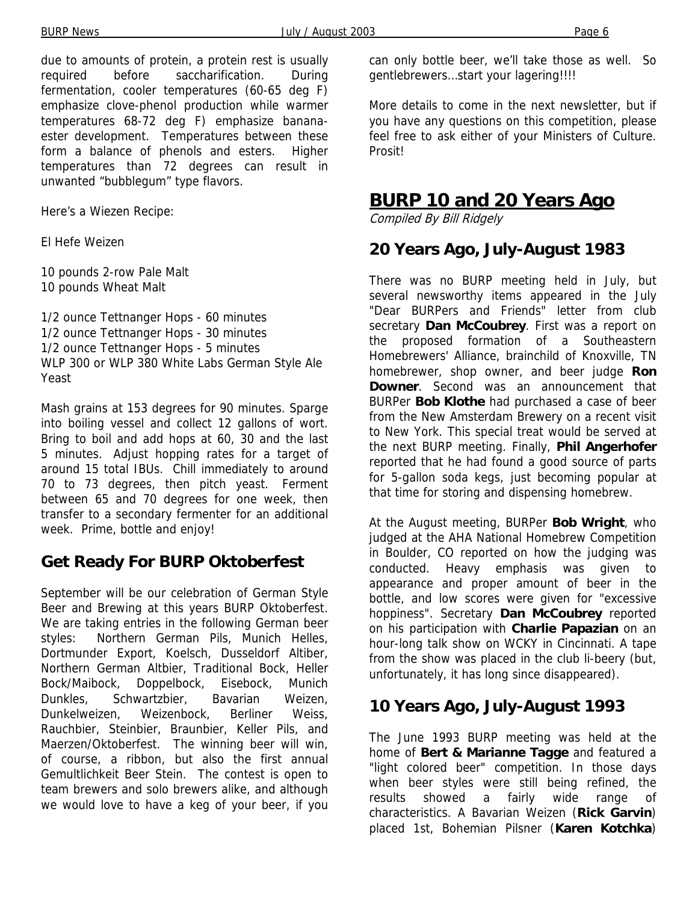due to amounts of protein, a protein rest is usually required before saccharification. During fermentation, cooler temperatures (60-65 deg F) emphasize clove-phenol production while warmer temperatures 68-72 deg F) emphasize banana-ester development. Temperatures between these form a balance of phenols and esters. Higher temperatures than 72 degrees can result in unwanted "bubblegum" type flavors.

Here's a Wiezen Recipe:

El Hefe Weizen

10 pounds 2-row Pale Malt
10 pounds Wheat Malt

1/2 ounce Tettnanger Hops - 60 minutes
1/2 ounce Tettnanger Hops - 30 minutes
1/2 ounce Tettnanger Hops - 5 minutes
WLP 300 or WLP 380 White Labs German Style Ale Yeast

Mash grains at 153 degrees for 90 minutes. Sparge into boiling vessel and collect 12 gallons of wort. Bring to boil and add hops at 60, 30 and the last 5 minutes. Adjust hopping rates for a target of around 15 total IBUs. Chill immediately to around 70 to 73 degrees, then pitch yeast. Ferment between 65 and 70 degrees for one week, then transfer to a secondary fermenter for an additional week. Prime, bottle and enjoy!

## Get Ready For BURP Oktoberfest

September will be our celebration of German Style Beer and Brewing at this years BURP Oktoberfest. We are taking entries in the following German beer styles: Northern German Pils, Munich Helles, Dortmunder Export, Koelsch, Dusseldorf Altiber, Northern German Altbier, Traditional Bock, Heller Bock/Maibock, Doppelbock, Eisebock, Munich Dunkles, Schwartzbier, Bavarian Weizen, Dunkelweizen, Weizenbock, Berliner Weiss, Rauchbier, Steinbier, Braunbier, Keller Pils, and Maerzen/Oktoberfest. The winning beer will win, of course, a ribbon, but also the first annual Gemultlichkeit Beer Stein. The contest is open to team brewers and solo brewers alike, and although we would love to have a keg of your beer, if you can only bottle beer, we'll take those as well. So gentlebrewers…start your lagering!!!!

More details to come in the next newsletter, but if you have any questions on this competition, please feel free to ask either of your Ministers of Culture. Prosit!

# BURP 10 and 20 Years Ago

*Compiled By Bill Ridgely*

## 20 Years Ago, July-August 1983

There was no BURP meeting held in July, but several newsworthy items appeared in the July "Dear BURPers and Friends" letter from club secretary **Dan McCoubrey**. First was a report on the proposed formation of a Southeastern Homebrewers' Alliance, brainchild of Knoxville, TN homebrewer, shop owner, and beer judge **Ron Downer**. Second was an announcement that BURPer **Bob Klothe** had purchased a case of beer from the New Amsterdam Brewery on a recent visit to New York. This special treat would be served at the next BURP meeting. Finally, **Phil Angerhofer** reported that he had found a good source of parts for 5-gallon soda kegs, just becoming popular at that time for storing and dispensing homebrew.

At the August meeting, BURPer **Bob Wright**, who judged at the AHA National Homebrew Competition in Boulder, CO reported on how the judging was conducted. Heavy emphasis was given to appearance and proper amount of beer in the bottle, and low scores were given for "excessive hoppiness". Secretary **Dan McCoubrey** reported on his participation with **Charlie Papazian** on an hour-long talk show on WCKY in Cincinnati. A tape from the show was placed in the club li-beery (but, unfortunately, it has long since disappeared).

## 10 Years Ago, July-August 1993

The June 1993 BURP meeting was held at the home of **Bert & Marianne Tagge** and featured a "light colored beer" competition. In those days when beer styles were still being refined, the results showed a fairly wide range of characteristics. A Bavarian Weizen (**Rick Garvin**) placed 1st, Bohemian Pilsner (**Karen Kotchka**)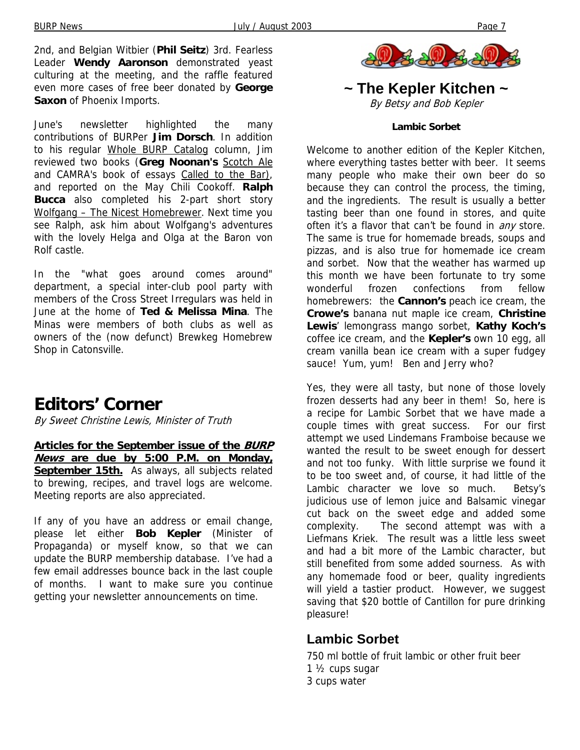2nd, and Belgian Witbier (**Phil Seitz**) 3rd. Fearless Leader **Wendy Aaronson** demonstrated yeast culturing at the meeting, and the raffle featured even more cases of free beer donated by **George Saxon** of Phoenix Imports.

June's newsletter highlighted the many contributions of BURPer **Jim Dorsch**. In addition to his regular Whole BURP Catalog column, Jim reviewed two books (**Greg Noonan's** Scotch Ale and CAMRA's book of essays Called to the Bar), and reported on the May Chili Cookoff. **Ralph Bucca** also completed his 2-part short story Wolfgang – The Nicest Homebrewer. Next time you see Ralph, ask him about Wolfgang's adventures with the lovely Helga and Olga at the Baron von Rolf castle.

In the "what goes around comes around" department, a special inter-club pool party with members of the Cross Street Irregulars was held in June at the home of **Ted & Melissa Mina**. The Minas were members of both clubs as well as owners of the (now defunct) Brewkeg Homebrew Shop in Catonsville.

# Editors' Corner

*By Sweet Christine Lewis, Minister of Truth*

**Articles for the September issue of the *BURP News* are due by 5:00 P.M. on Monday, September 15th.** As always, all subjects related to brewing, recipes, and travel logs are welcome. Meeting reports are also appreciated.

If any of you have an address or email change, please let either **Bob Kepler** (Minister of Propaganda) or myself know, so that we can update the BURP membership database. I've had a few email addresses bounce back in the last couple of months. I want to make sure you continue getting your newsletter announcements on time.

# ~ The Kepler Kitchen ~

*By Betsy and Bob Kepler*

**Lambic Sorbet**

Welcome to another edition of the Kepler Kitchen, where everything tastes better with beer. It seems many people who make their own beer do so because they can control the process, the timing, and the ingredients. The result is usually a better tasting beer than one found in stores, and quite often it's a flavor that can't be found in *any* store. The same is true for homemade breads, soups and pizzas, and is also true for homemade ice cream and sorbet. Now that the weather has warmed up this month we have been fortunate to try some wonderful frozen confections from fellow homebrewers: the **Cannon's** peach ice cream, the **Crowe's** banana nut maple ice cream, **Christine Lewis**' lemongrass mango sorbet, **Kathy Koch's** coffee ice cream, and the **Kepler's** own 10 egg, all cream vanilla bean ice cream with a super fudgey sauce! Yum, yum! Ben and Jerry who?

Yes, they were all tasty, but none of those lovely frozen desserts had any beer in them! So, here is a recipe for Lambic Sorbet that we have made a couple times with great success. For our first attempt we used Lindemans Framboise because we wanted the result to be sweet enough for dessert and not too funky. With little surprise we found it to be too sweet and, of course, it had little of the Lambic character we love so much. Betsy's judicious use of lemon juice and Balsamic vinegar cut back on the sweet edge and added some complexity. The second attempt was with a Liefmans Kriek. The result was a little less sweet and had a bit more of the Lambic character, but still benefited from some added sourness. As with any homemade food or beer, quality ingredients will yield a tastier product. However, we suggest saving that $20 bottle of Cantillon for pure drinking pleasure!

## Lambic Sorbet

750 ml bottle of fruit lambic or other fruit beer
1 ½ cups sugar
3 cups water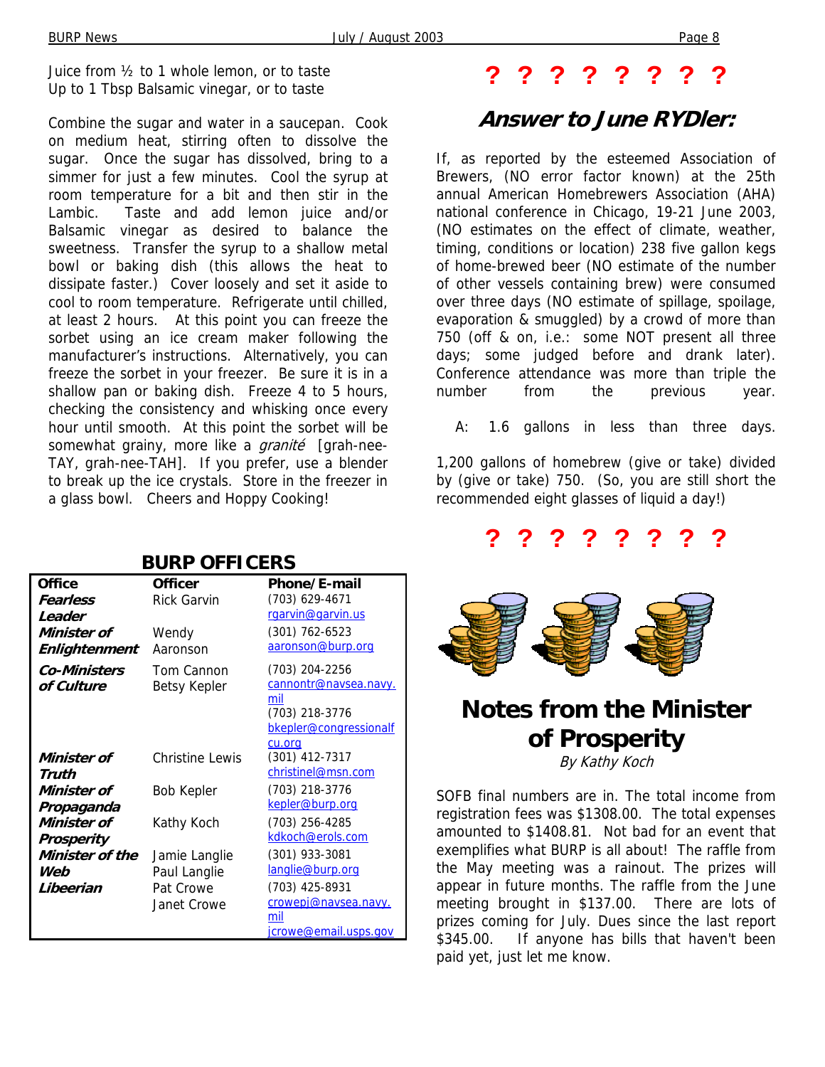Juice from ½ to 1 whole lemon, or to taste
Up to 1 Tbsp Balsamic vinegar, or to taste

Combine the sugar and water in a saucepan. Cook on medium heat, stirring often to dissolve the sugar. Once the sugar has dissolved, bring to a simmer for just a few minutes. Cool the syrup at room temperature for a bit and then stir in the Lambic. Taste and add lemon juice and/or Balsamic vinegar as desired to balance the sweetness. Transfer the syrup to a shallow metal bowl or baking dish (this allows the heat to dissipate faster.) Cover loosely and set it aside to cool to room temperature. Refrigerate until chilled, at least 2 hours. At this point you can freeze the sorbet using an ice cream maker following the manufacturer's instructions. Alternatively, you can freeze the sorbet in your freezer. Be sure it is in a shallow pan or baking dish. Freeze 4 to 5 hours, checking the consistency and whisking once every hour until smooth. At this point the sorbet will be somewhat grainy, more like a *granité* [grah-nee-TAY, grah-nee-TAH]. If you prefer, use a blender to break up the ice crystals. Store in the freezer in a glass bowl. Cheers and Hoppy Cooking!

## BURP OFFICERS

| Office | Officer | Phone/E-mail |
|---|---|---|
| ***Fearless Leader*** | Rick Garvin | (703) 629-4671 rgarvin@garvin.us |
| ***Minister of Enlightenment*** | Wendy Aaronson | (301) 762-6523 aaronson@burp.org |
| ***Co-Ministers of Culture*** | Tom Cannon<br>Betsy Kepler | (703) 204-2256 cannontr@navsea.navy.mil<br>(703) 218-3776 bkepler@congressionalfcu.org |
| ***Minister of Truth*** | Christine Lewis | (301) 412-7317 christinel@msn.com |
| ***Minister of Propaganda*** | Bob Kepler | (703) 218-3776 kepler@burp.org |
| ***Minister of Prosperity*** | Kathy Koch | (703) 256-4285 kdkoch@erols.com |
| ***Minister of the Web*** | Jamie Langlie<br>Paul Langlie | (301) 933-3081 langlie@burp.org |
| ***Libeerian*** | Pat Crowe<br>Janet Crowe | (703) 425-8931 crowepj@navsea.navy.mil<br>jcrowe@email.usps.gov |

**? ? ? ? ? ? ? ?**

## Answer to June RYDler:

If, as reported by the esteemed Association of Brewers, (NO error factor known) at the 25th annual American Homebrewers Association (AHA) national conference in Chicago, 19-21 June 2003, (NO estimates on the effect of climate, weather, timing, conditions or location) 238 five gallon kegs of home-brewed beer (NO estimate of the number of other vessels containing brew) were consumed over three days (NO estimate of spillage, spoilage, evaporation & smuggled) by a crowd of more than 750 (off & on, i.e.: some NOT present all three days; some judged before and drank later). Conference attendance was more than triple the number from the previous year.

A: 1.6 gallons in less than three days.

1,200 gallons of homebrew (give or take) divided by (give or take) 750. (So, you are still short the recommended eight glasses of liquid a day!)

**? ? ? ? ? ? ? ?**

# Notes from the Minister of Prosperity

*By Kathy Koch*

SOFB final numbers are in. The total income from registration fees was $1308.00. The total expenses amounted to $1408.81. Not bad for an event that exemplifies what BURP is all about! The raffle from the May meeting was a rainout. The prizes will appear in future months. The raffle from the June meeting brought in $137.00. There are lots of prizes coming for July. Dues since the last report $345.00. If anyone has bills that haven't been paid yet, just let me know.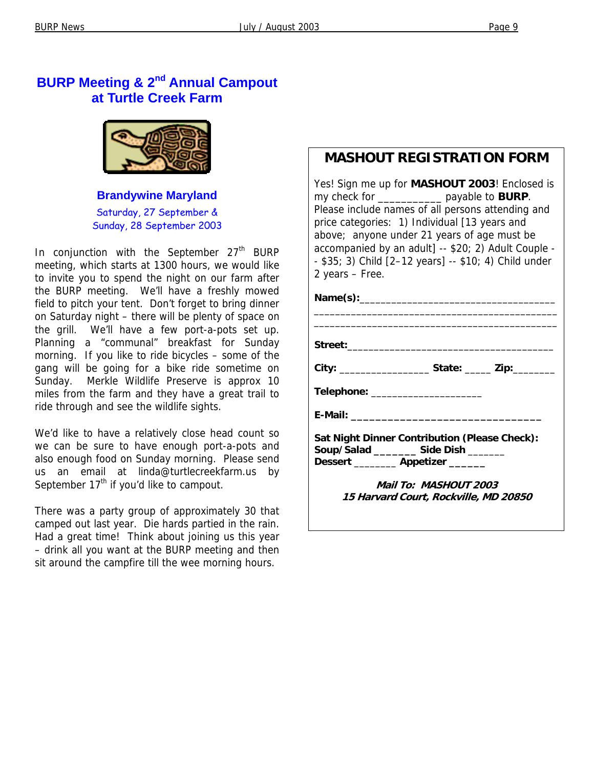## BURP Meeting & 2nd Annual Campout at Turtle Creek Farm

### Brandywine Maryland

Saturday, 27 September &
Sunday, 28 September 2003

In conjunction with the September 27th BURP meeting, which starts at 1300 hours, we would like to invite you to spend the night on our farm after the BURP meeting. We'll have a freshly mowed field to pitch your tent. Don't forget to bring dinner on Saturday night – there will be plenty of space on the grill. We'll have a few port-a-pots set up. Planning a "communal" breakfast for Sunday morning. If you like to ride bicycles – some of the gang will be going for a bike ride sometime on Sunday. Merkle Wildlife Preserve is approx 10 miles from the farm and they have a great trail to ride through and see the wildlife sights.

We'd like to have a relatively close head count so we can be sure to have enough port-a-pots and also enough food on Sunday morning. Please send us an email at linda@turtlecreekfarm.us by September 17th if you'd like to campout.

There was a party group of approximately 30 that camped out last year. Die hards partied in the rain. Had a great time! Think about joining us this year – drink all you want at the BURP meeting and then sit around the campfire till the wee morning hours.

## MASHOUT REGISTRATION FORM

Yes! Sign me up for **MASHOUT 2003**! Enclosed is my check for ___________ payable to **BURP**. Please include names of all persons attending and price categories: 1) Individual [13 years and above; anyone under 21 years of age must be accompanied by an adult] -- $20; 2) Adult Couple -- $35; 3) Child [2–12 years] -- $10; 4) Child under 2 years – Free.

**Name(s):**___________________________________

_____________________________________________

_____________________________________________

**Street:**_____________________________________

**City:** ________________ **State:** _____ **Zip:**_______

**Telephone:** ____________________

**E-Mail:** ______________________________

**Sat Night Dinner Contribution (Please Check):**
**Soup/Salad** _______ **Side Dish** _______
**Dessert** _______ **Appetizer** ______

***Mail To: MASHOUT 2003***
***15 Harvard Court, Rockville, MD 20850***